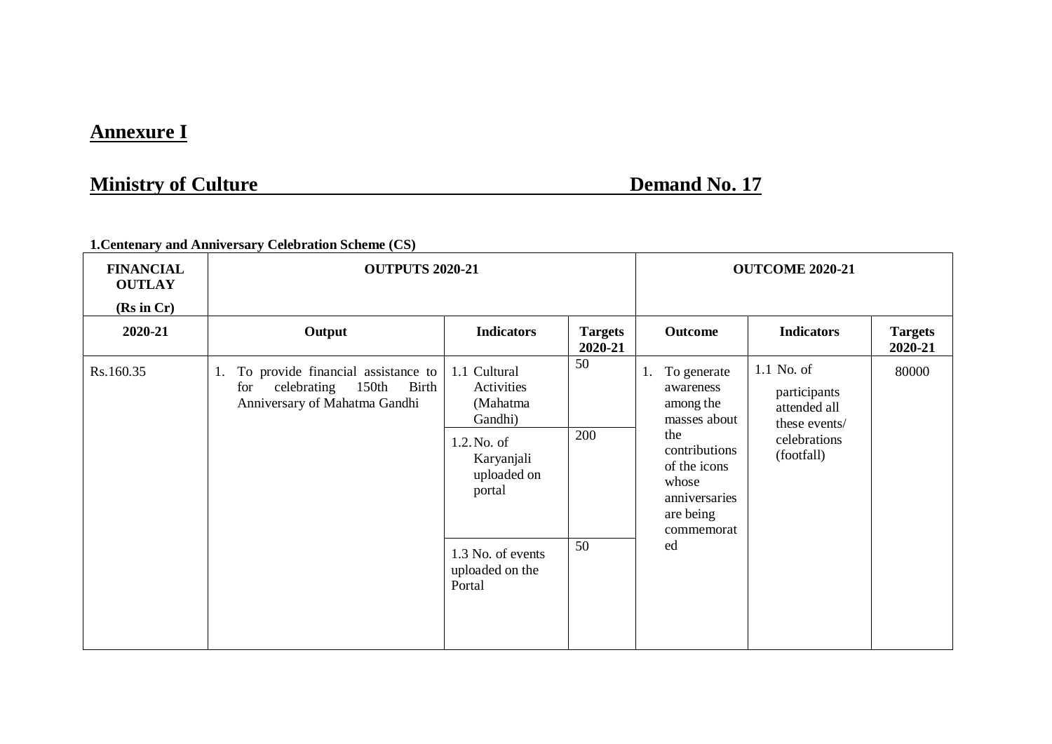# Annexure I

## Ministry of Culture Demand No. 17

**1.Centenary and Anniversary Celebration Scheme (CS)**

| FINANCIAL OUTLAY (Rs in Cr) | OUTPUTS 2020-21 | | | OUTCOME 2020-21 | | |
|---|---|---|---|---|---|---|
| **2020-21** | **Output** | **Indicators** | **Targets 2020-21** | **Outcome** | **Indicators** | **Targets 2020-21** |
| Rs.160.35 | 1. To provide financial assistance to for celebrating 150th Birth Anniversary of Mahatma Gandhi | 1.1 Cultural Activities (Mahatma Gandhi) | 50 | 1. To generate awareness among the masses about the contributions of the icons whose anniversaries are being commemorated | 1.1 No. of participants attended all these events/ celebrations (footfall) | 80000 |
| | | 1.2. No. of Karyanjali uploaded on portal | 200 | | | |
| | | 1.3 No. of events uploaded on the Portal | 50 | | | |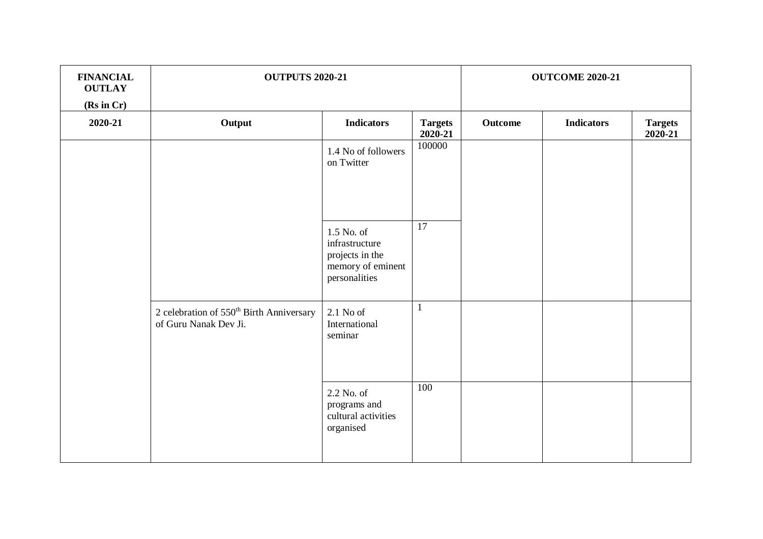| FINANCIAL OUTLAY (Rs in Cr) | OUTPUTS 2020-21 | | | OUTCOME 2020-21 | | |
|---|---|---|---|---|---|---|
| 2020-21 | Output | Indicators | Targets 2020-21 | Outcome | Indicators | Targets 2020-21 |
| | | 1.4 No of followers on Twitter | 100000 | | | |
| | | 1.5 No. of infrastructure projects in the memory of eminent personalities | 17 | | | |
| | 2 celebration of 550th Birth Anniversary of Guru Nanak Dev Ji. | 2.1 No of International seminar | 1 | | | |
| | | 2.2 No. of programs and cultural activities organised | 100 | | | |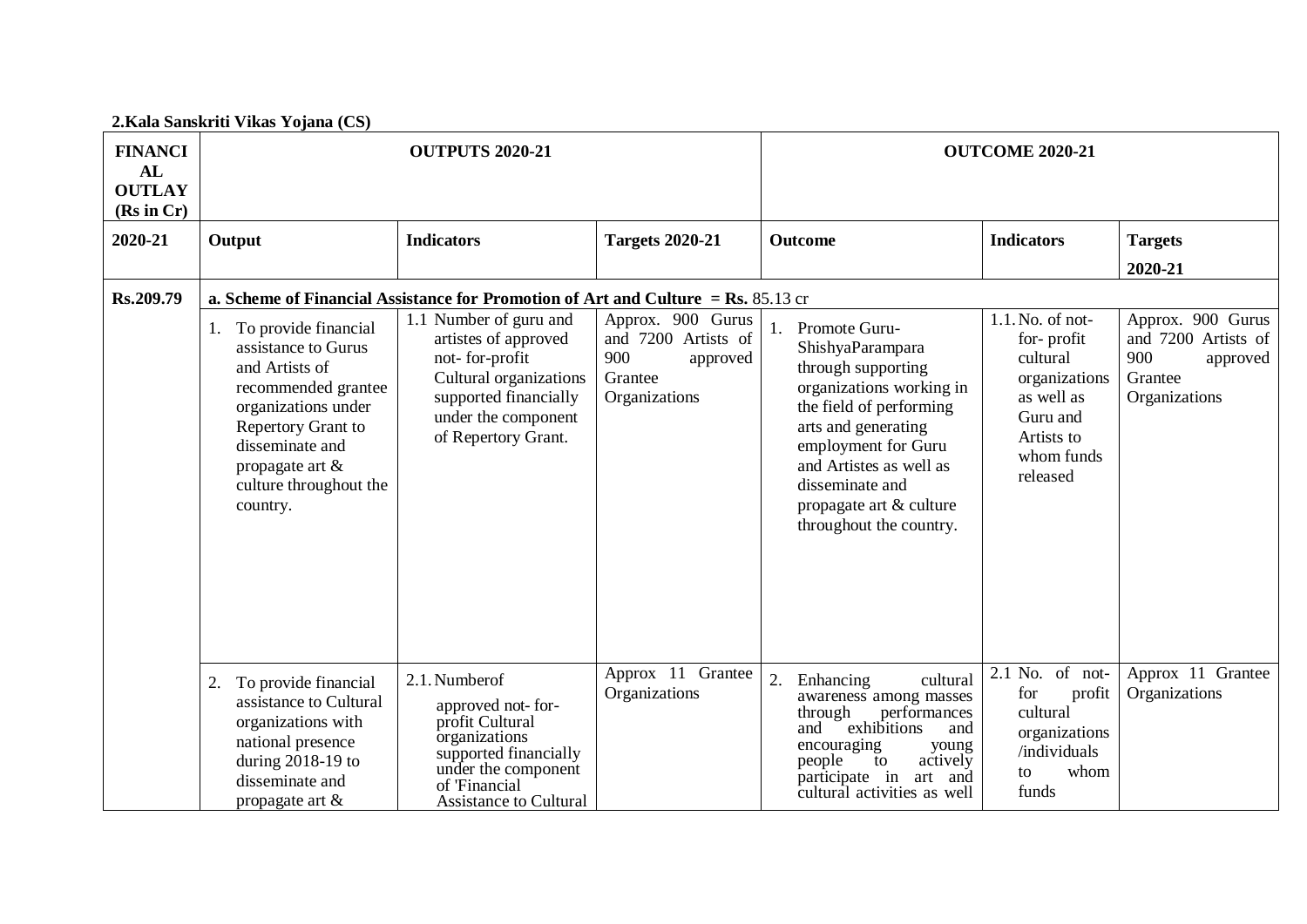**2.Kala Sanskriti Vikas Yojana (CS)**

| FINANCIAL OUTLAY (Rs in Cr) | OUTPUTS 2020-21 | | | OUTCOME 2020-21 | | |
|---|---|---|---|---|---|---|
| 2020-21 | Output | Indicators | Targets 2020-21 | Outcome | Indicators | Targets 2020-21 |
| Rs.209.79 | **a. Scheme of Financial Assistance for Promotion of Art and Culture = Rs.** 85.13 cr | | | | | |
| | 1. To provide financial assistance to Gurus and Artists of recommended grantee organizations under Repertory Grant to disseminate and propagate art & culture throughout the country. | 1.1 Number of guru and artistes of approved not- for-profit Cultural organizations supported financially under the component of Repertory Grant. | Approx. 900 Gurus and 7200 Artists of 900 approved Grantee Organizations | 1. Promote Guru-ShishyaParampara through supporting organizations working in the field of performing arts and generating employment for Guru and Artistes as well as disseminate and propagate art & culture throughout the country. | 1.1. No. of not-for- profit cultural organizations as well as Guru and Artists to whom funds released | Approx. 900 Gurus and 7200 Artists of 900 approved Grantee Organizations |
| | 2. To provide financial assistance to Cultural organizations with national presence during 2018-19 to disseminate and propagate art & | 2.1. Numberof approved not- for-profit Cultural organizations supported financially under the component of 'Financial Assistance to Cultural | Approx 11 Grantee Organizations | 2. Enhancing cultural awareness among masses through performances and exhibitions and encouraging young people to actively participate in art and cultural activities as well | 2.1 No. of not-for profit cultural organizations /individuals to whom funds | Approx 11 Grantee Organizations |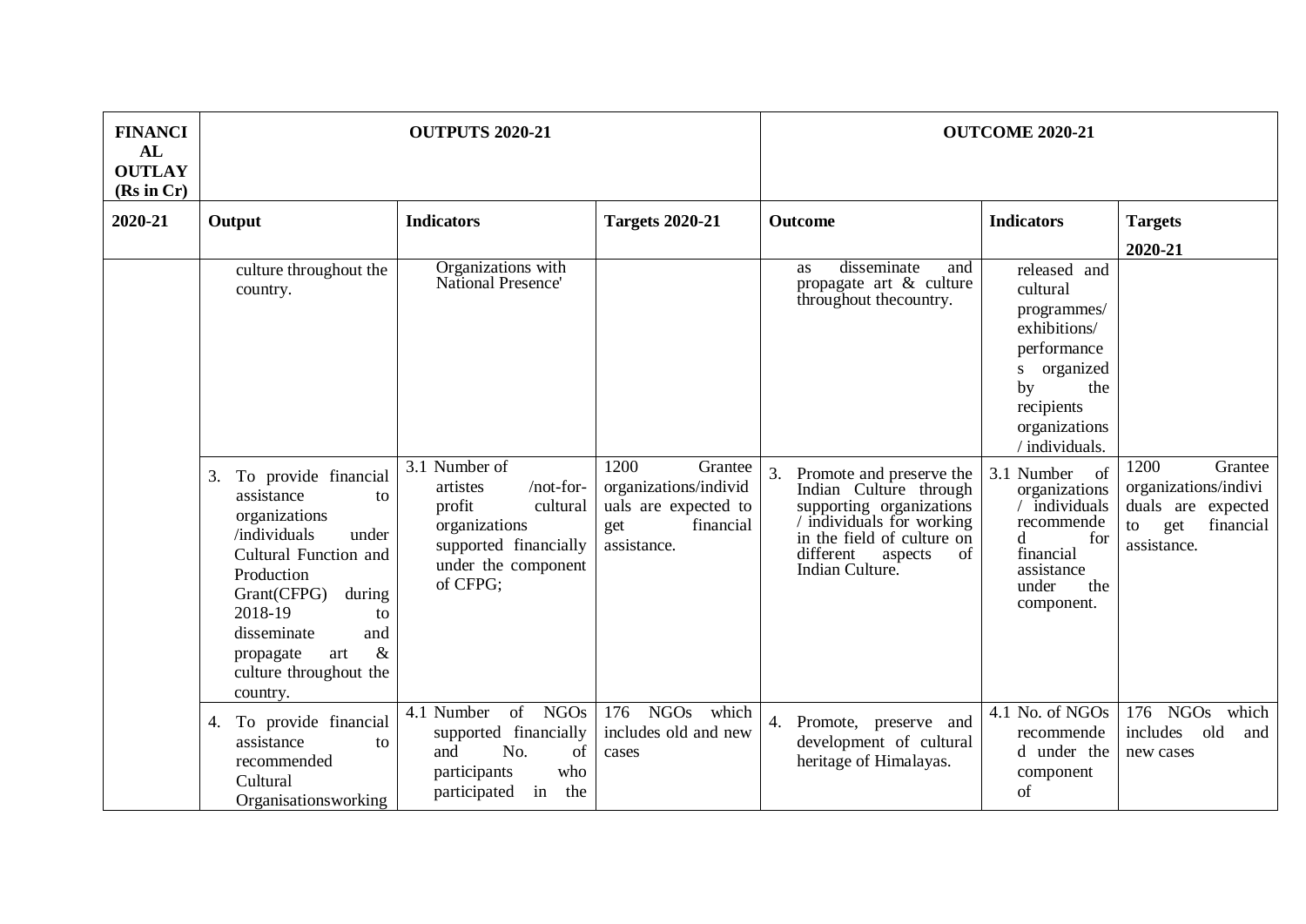| FINANCIAL OUTLAY (Rs in Cr) | OUTPUTS 2020-21 | | | OUTCOME 2020-21 | | |
|---|---|---|---|---|---|---|
| 2020-21 | Output | Indicators | Targets 2020-21 | Outcome | Indicators | Targets 2020-21 |
| | culture throughout the country. | Organizations with National Presence' | | as disseminate and propagate art & culture throughout thecountry. | released and cultural programmes/ exhibitions/ performances organized by the recipients organizations / individuals. | |
| | 3. To provide financial assistance to organizations /individuals under Cultural Function and Production Grant(CFPG) during 2018-19 to disseminate and propagate art & culture throughout the country. | 3.1 Number of artistes /not-for-profit cultural organizations supported financially under the component of CFPG; | 1200 Grantee organizations/individuals are expected to get financial assistance. | 3. Promote and preserve the Indian Culture through supporting organizations / individuals for working in the field of culture on different aspects of Indian Culture. | 3.1 Number of organizations / individuals recommended for financial assistance under the component. | 1200 Grantee organizations/individuals are expected to get financial assistance. |
| | 4. To provide financial assistance to recommended Cultural Organisationsworking | 4.1 Number of NGOs supported financially and No. of participants who participated in the | 176 NGOs which includes old and new cases | 4. Promote, preserve and development of cultural heritage of Himalayas. | 4.1 No. of NGOs recommended under the component of | 176 NGOs which includes old and new cases |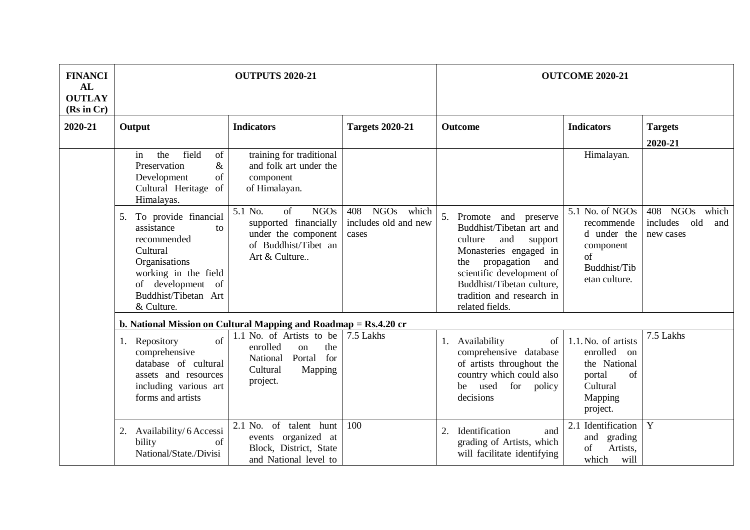| FINANCIAL OUTLAY (Rs in Cr) | OUTPUTS 2020-21 | | | OUTCOME 2020-21 | | |
|---|---|---|---|---|---|---|
| 2020-21 | Output | Indicators | Targets 2020-21 | Outcome | Indicators | Targets 2020-21 |
| | in the field of Preservation & Development of Cultural Heritage of Himalayas. | training for traditional and folk art under the component of Himalayan. | | | Himalayan. | |
| | 5. To provide financial assistance to recommended Cultural Organisations working in the field of development of Buddhist/Tibetan Art & Culture. | 5.1 No. of NGOs supported financially under the component of Buddhist/Tibet an Art & Culture.. | 408 NGOs which includes old and new cases | 5. Promote and preserve Buddhist/Tibetan art and culture and support Monasteries engaged in the propagation and scientific development of Buddhist/Tibetan culture, tradition and research in related fields. | 5.1 No. of NGOs recommended under the component of Buddhist/Tibetan culture. | 408 NGOs which includes old and new cases |
| | **b. National Mission on Cultural Mapping and Roadmap = Rs.4.20 cr** | | | | | |
| | 1. Repository of comprehensive database of cultural assets and resources including various art forms and artists | 1.1 No. of Artists to be enrolled on the National Portal for Cultural Mapping project. | 7.5 Lakhs | 1. Availability of comprehensive database of artists throughout the country which could also be used for policy decisions | 1.1. No. of artists enrolled on the National portal of Cultural Mapping project. | 7.5 Lakhs |
| | 2. Availability/ 6 Accessibility of National/State./Divisi | 2.1 No. of talent hunt events organized at Block, District, State and National level to | 100 | 2. Identification and grading of Artists, which will facilitate identifying | 2.1 Identification and grading of Artists, which will | Y |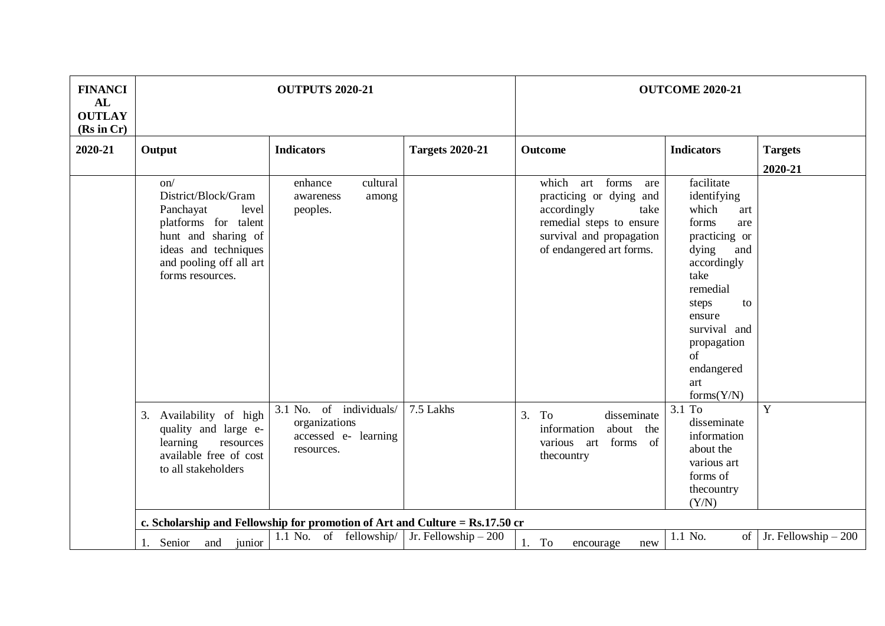| FINANCIAL OUTLAY (Rs in Cr) | OUTPUTS 2020-21 | | | OUTCOME 2020-21 | | |
|---|---|---|---|---|---|---|
| 2020-21 | Output | Indicators | Targets 2020-21 | Outcome | Indicators | Targets 2020-21 |
| | on/ District/Block/Gram Panchayat level platforms for talent hunt and sharing of ideas and techniques and pooling off all art forms resources. | enhance cultural awareness among peoples. | | which art forms are practicing or dying and accordingly take remedial steps to ensure survival and propagation of endangered art forms. | facilitate identifying which art forms are practicing or dying and accordingly take remedial steps to ensure survival and propagation of endangered art forms(Y/N) | |
| | 3. Availability of high quality and large e-learning resources available free of cost to all stakeholders | 3.1 No. of individuals/ organizations accessed e- learning resources. | 7.5 Lakhs | 3. To disseminate information about the various art forms of thecountry | 3.1 To disseminate information about the various art forms of thecountry (Y/N) | Y |
| | **c. Scholarship and Fellowship for promotion of Art and Culture = Rs.17.50 cr** | | | | | |
| | 1. Senior and junior | 1.1 No. of fellowship/ | Jr. Fellowship – 200 | 1. To encourage new | 1.1 No. of | Jr. Fellowship – 200 |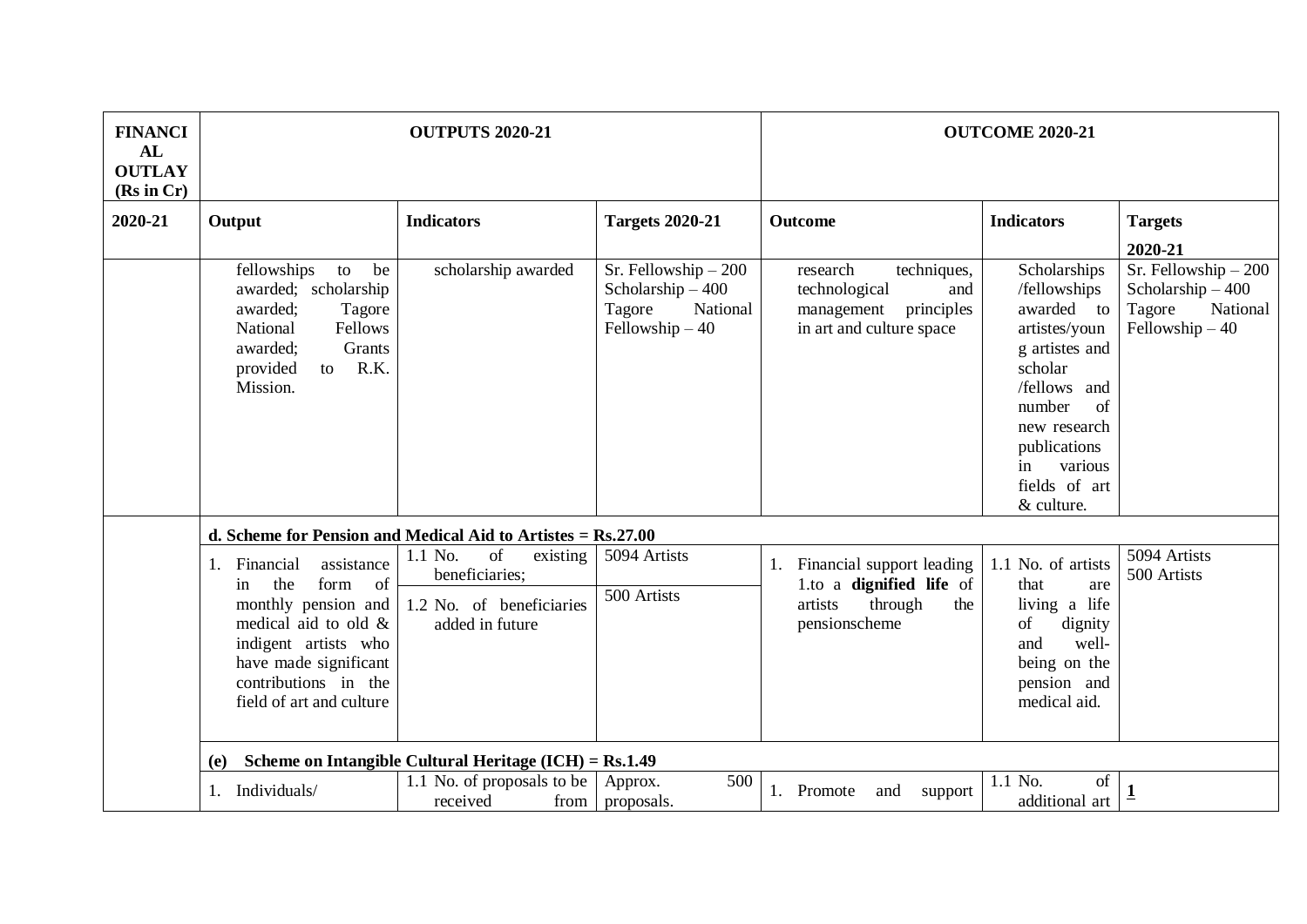| FINANCIAL OUTLAY (Rs in Cr) | OUTPUTS 2020-21 | | | OUTCOME 2020-21 | | |
|---|---|---|---|---|---|---|
| 2020-21 | Output | Indicators | Targets 2020-21 | Outcome | Indicators | Targets 2020-21 |
| | fellowships to be awarded; scholarship awarded; Tagore National Fellows awarded; Grants provided to R.K. Mission. | scholarship awarded | Sr. Fellowship – 200<br>Scholarship – 400<br>Tagore National Fellowship – 40 | research techniques, technological and management principles in art and culture space | Scholarships /fellowships awarded to artistes/young artistes and scholar /fellows and number of new research publications in various fields of art & culture. | Sr. Fellowship – 200<br>Scholarship – 400<br>Tagore National Fellowship – 40 |
| | **d. Scheme for Pension and Medical Aid to Artistes = Rs.27.00** | | | | | |
| | 1. Financial assistance in the form of monthly pension and medical aid to old & indigent artists who have made significant contributions in the field of art and culture | 1.1 No. of existing beneficiaries;<br>1.2 No. of beneficiaries added in future | 5094 Artists<br>500 Artists | 1. Financial support leading 1.to a **dignified life** of artists through the pensionscheme | 1.1 No. of artists that are living a life of dignity and well-being on the pension and medical aid. | 5094 Artists<br>500 Artists |
| | **(e) Scheme on Intangible Cultural Heritage (ICH) = Rs.1.49** | | | | | |
| | 1. Individuals/ | 1.1 No. of proposals to be received from | Approx. 500 proposals. | 1. Promote and support | 1.1 No. of additional art | **1** |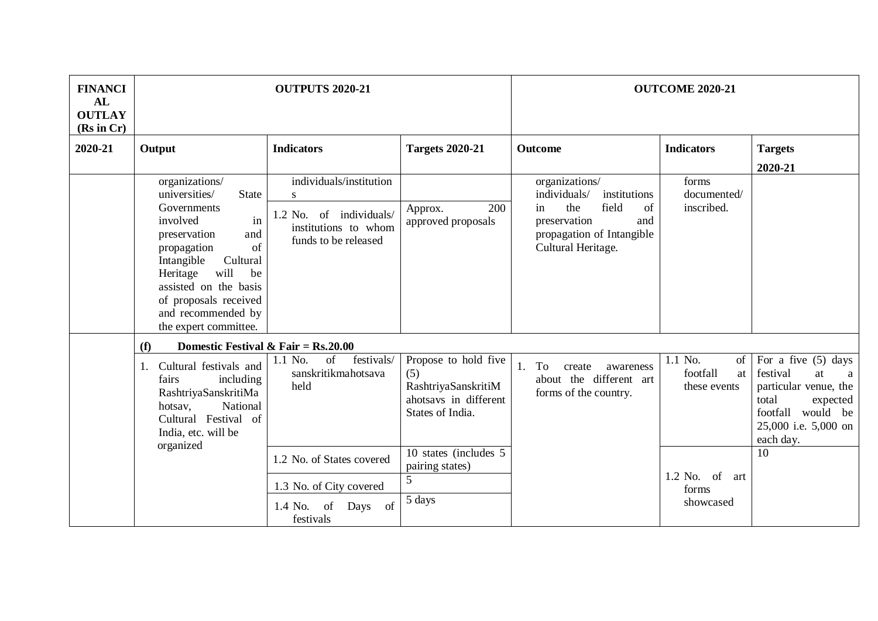| FINANCIAL OUTLAY (Rs in Cr) | OUTPUTS 2020-21 | | | OUTCOME 2020-21 | | |
|---|---|---|---|---|---|---|
| 2020-21 | Output | Indicators | Targets 2020-21 | Outcome | Indicators | Targets 2020-21 |
| | organizations/ universities/ State Governments involved in preservation and propagation of Intangible Cultural Heritage will be assisted on the basis of proposals received and recommended by the expert committee. | individuals/institutions | | organizations/ individuals/ institutions in the field of preservation and propagation of Intangible Cultural Heritage. | forms documented/ inscribed. | |
| | | 1.2 No. of individuals/ institutions to whom funds to be released | Approx. 200 approved proposals | | | |
| | **(f) Domestic Festival & Fair = Rs.20.00** | | | | | |
| | 1. Cultural festivals and fairs including RashtriyaSanskritiMahotsav, National Cultural Festival of India, etc. will be organized | 1.1 No. of festivals/ sanskritikmahotsava held | Propose to hold five (5) RashtriyaSanskritiMahotsavs in different States of India. | 1. To create awareness about the different art forms of the country. | 1.1 No. of footfall at these events | For a five (5) days festival at a particular venue, the total expected footfall would be 25,000 i.e. 5,000 on each day. |
| | | 1.2 No. of States covered | 10 states (includes 5 pairing states) | | 1.2 No. of art forms showcased | 10 |
| | | 1.3 No. of City covered | 5 | | | |
| | | 1.4 No. of Days of festivals | 5 days | | | |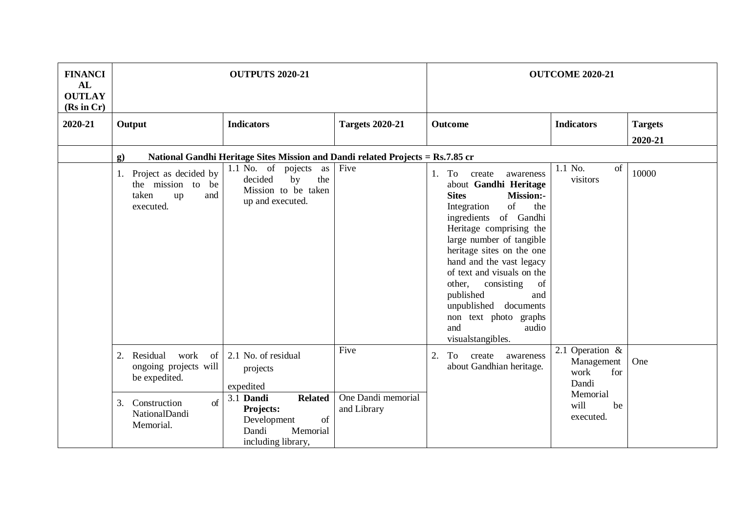| FINANCIAL OUTLAY (Rs in Cr) | OUTPUTS 2020-21 | | | OUTCOME 2020-21 | | |
|---|---|---|---|---|---|---|
| 2020-21 | Output | Indicators | Targets 2020-21 | Outcome | Indicators | Targets 2020-21 |
| | **g) National Gandhi Heritage Sites Mission and Dandi related Projects = Rs.7.85 cr** | | | | | |
| | 1. Project as decided by the mission to be taken up and executed. | 1.1 No. of pojects as decided by the Mission to be taken up and executed. | Five | 1. To create awareness about **Gandhi Heritage Sites Mission:-** Integration of the ingredients of Gandhi Heritage comprising the large number of tangible heritage sites on the one hand and the vast legacy of text and visuals on the other, consisting of published and unpublished documents non text photo graphs and audio visualstangibles. | 1.1 No. of visitors | 10000 |
| | 2. Residual work of ongoing projects will be expedited. | 2.1 No. of residual projects expedited | Five | 2. To create awareness about Gandhian heritage. | 2.1 Operation & Management work for Dandi Memorial will be executed. | One |
| | 3. Construction of NationalDandi Memorial. | 3.1 **Dandi Related Projects:** Development of Dandi Memorial including library, | One Dandi memorial and Library | | | |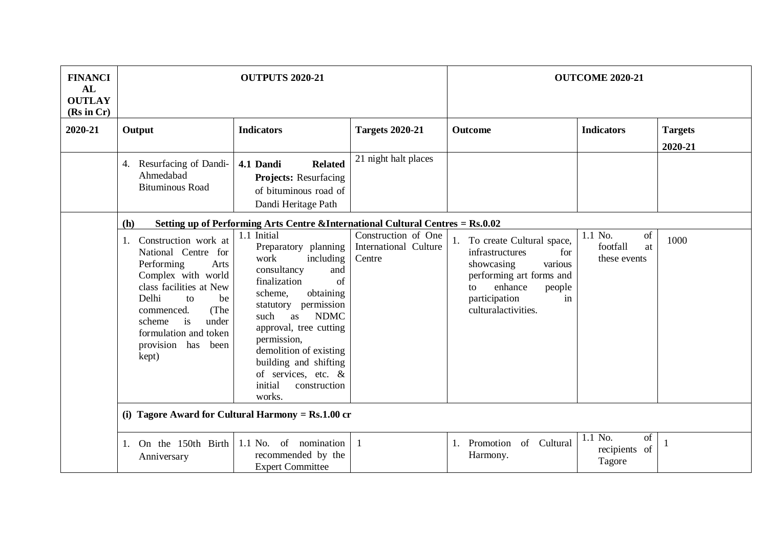| FINANCIAL OUTLAY (Rs in Cr) | OUTPUTS 2020-21 | | | OUTCOME 2020-21 | | |
|---|---|---|---|---|---|---|
| 2020-21 | Output | Indicators | Targets 2020-21 | Outcome | Indicators | Targets 2020-21 |
| | 4. Resurfacing of Dandi-Ahmedabad Bituminous Road | **4.1 Dandi Related Projects:** Resurfacing of bituminous road of Dandi Heritage Path | 21 night halt places | | | |
| | **(h) Setting up of Performing Arts Centre &International Cultural Centres = Rs.0.02** | | | | | |
| | 1. Construction work at National Centre for Performing Arts Complex with world class facilities at New Delhi to be commenced. (The scheme is under formulation and token provision has been kept) | 1.1 Initial Preparatory planning work including consultancy and finalization of scheme, obtaining statutory permission such as NDMC approval, tree cutting permission, demolition of existing building and shifting of services, etc. & initial construction works. | Construction of One International Culture Centre | 1. To create Cultural space, infrastructures for showcasing various performing art forms and to enhance people participation in culturalactivities. | 1.1 No. of footfall at these events | 1000 |
| | **(i) Tagore Award for Cultural Harmony = Rs.1.00 cr** | | | | | |
| | 1. On the 150th Birth Anniversary | 1.1 No. of nomination recommended by the Expert Committee | 1 | 1. Promotion of Cultural Harmony. | 1.1 No. of recipients of Tagore | 1 |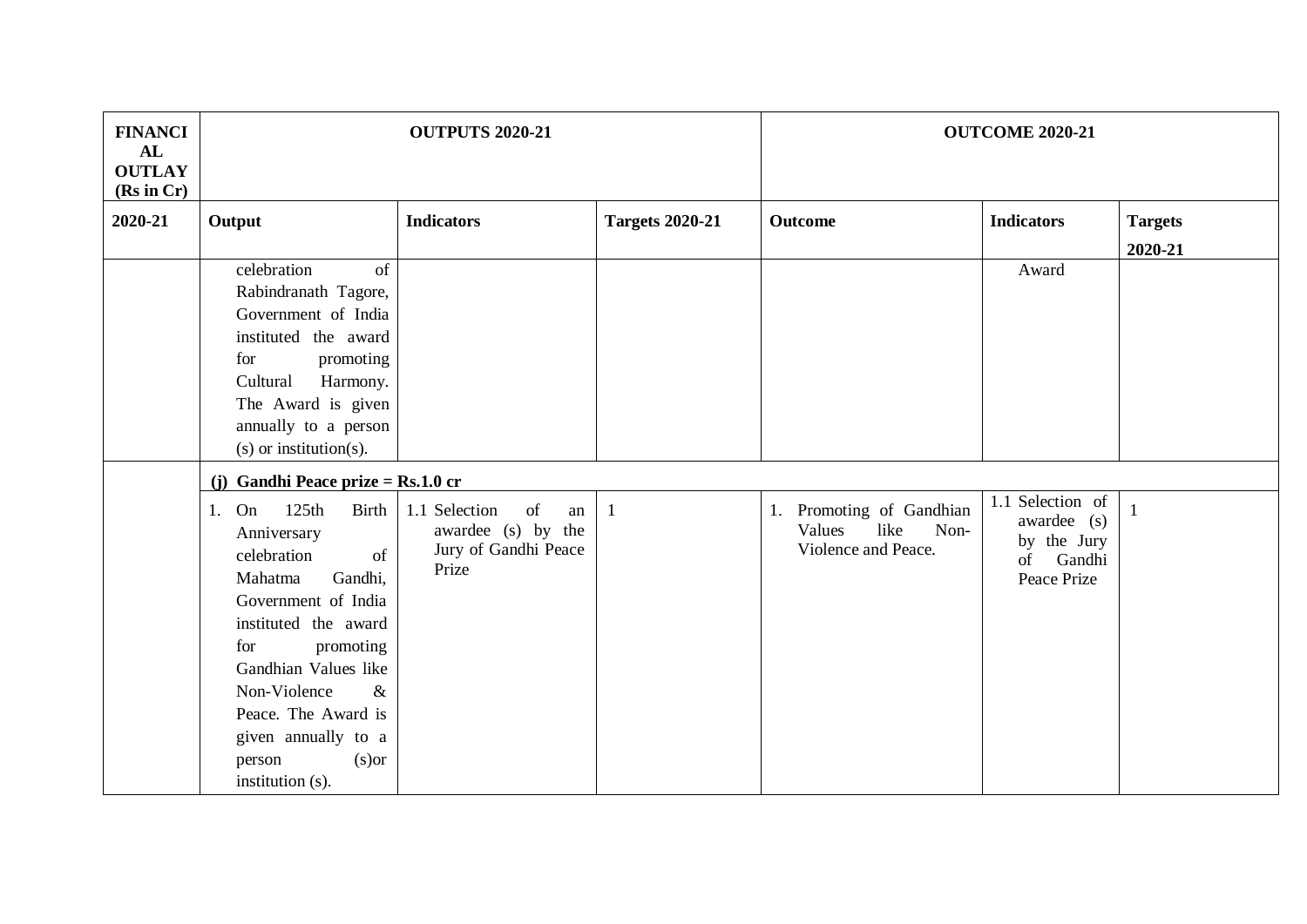| FINANCIAL OUTLAY (Rs in Cr) | OUTPUTS 2020-21 | | | OUTCOME 2020-21 | | |
|---|---|---|---|---|---|---|
| 2020-21 | Output | Indicators | Targets 2020-21 | Outcome | Indicators | Targets 2020-21 |
| | celebration of Rabindranath Tagore, Government of India instituted the award for promoting Cultural Harmony. The Award is given annually to a person (s) or institution(s). | | | | Award | |
| | **(j) Gandhi Peace prize = Rs.1.0 cr** | | | | | |
| | 1. On 125th Birth Anniversary celebration of Mahatma Gandhi, Government of India instituted the award for promoting Gandhian Values like Non-Violence & Peace. The Award is given annually to a person (s)or institution (s). | 1.1 Selection of an awardee (s) by the Jury of Gandhi Peace Prize | 1 | 1. Promoting of Gandhian Values like Non-Violence and Peace. | 1.1 Selection of awardee (s) by the Jury of Gandhi Peace Prize | 1 |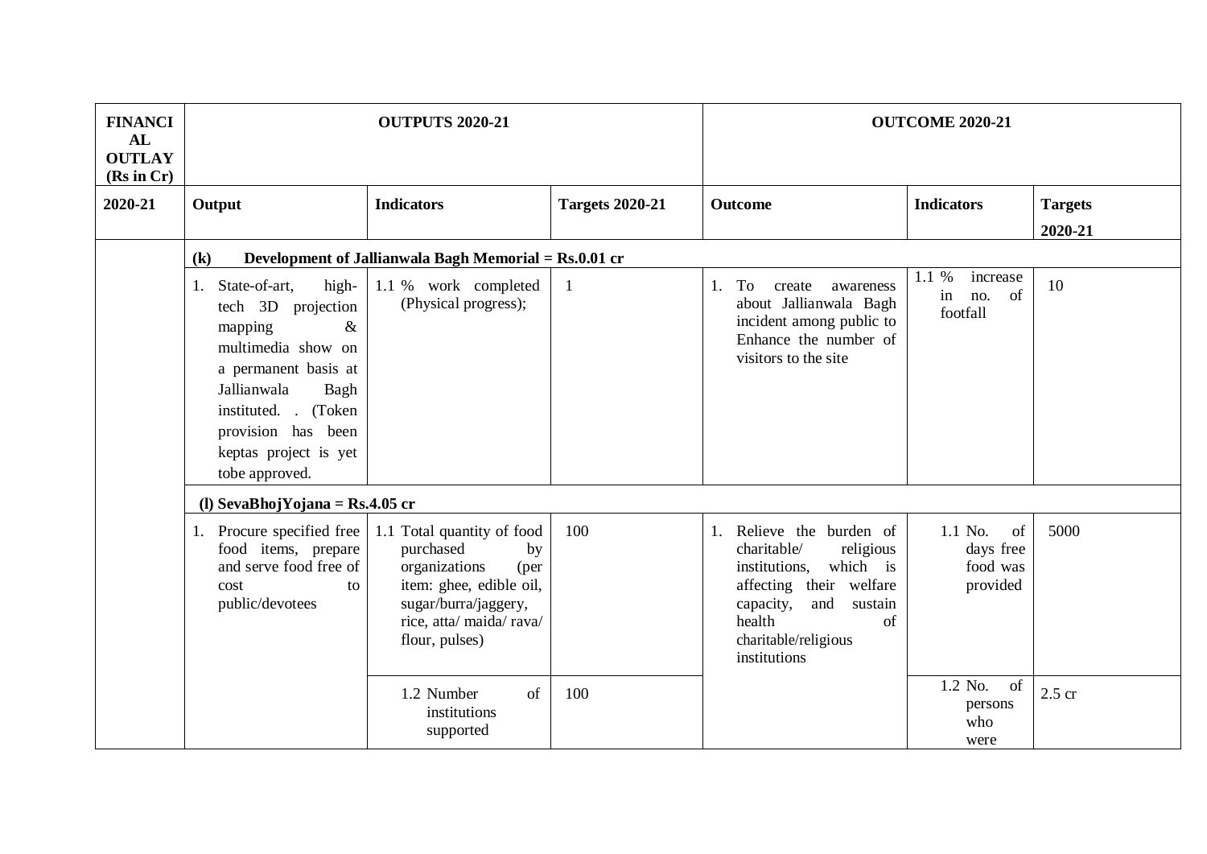| FINANCIAL OUTLAY (Rs in Cr) | OUTPUTS 2020-21 | | | OUTCOME 2020-21 | | |
|---|---|---|---|---|---|---|
| 2020-21 | Output | Indicators | Targets 2020-21 | Outcome | Indicators | Targets 2020-21 |
| | **(k) Development of Jallianwala Bagh Memorial = Rs.0.01 cr** | | | | | |
| | 1. State-of-art, high-tech 3D projection mapping & multimedia show on a permanent basis at Jallianwala Bagh instituted. . (Token provision has been keptas project is yet tobe approved. | 1.1 % work completed (Physical progress); | 1 | 1. To create awareness about Jallianwala Bagh incident among public to Enhance the number of visitors to the site | 1.1 % increase in no. of footfall | 10 |
| | **(l) SevaBhojYojana = Rs.4.05 cr** | | | | | |
| | 1. Procure specified free food items, prepare and serve food free of cost to public/devotees | 1.1 Total quantity of food purchased by organizations (per item: ghee, edible oil, sugar/burra/jaggery, rice, atta/ maida/ rava/ flour, pulses) | 100 | 1. Relieve the burden of charitable/ religious institutions, which is affecting their welfare capacity, and sustain health of charitable/religious institutions | 1.1 No. of days free food was provided | 5000 |
| | | 1.2 Number of institutions supported | 100 | | 1.2 No. of persons who were | 2.5 cr |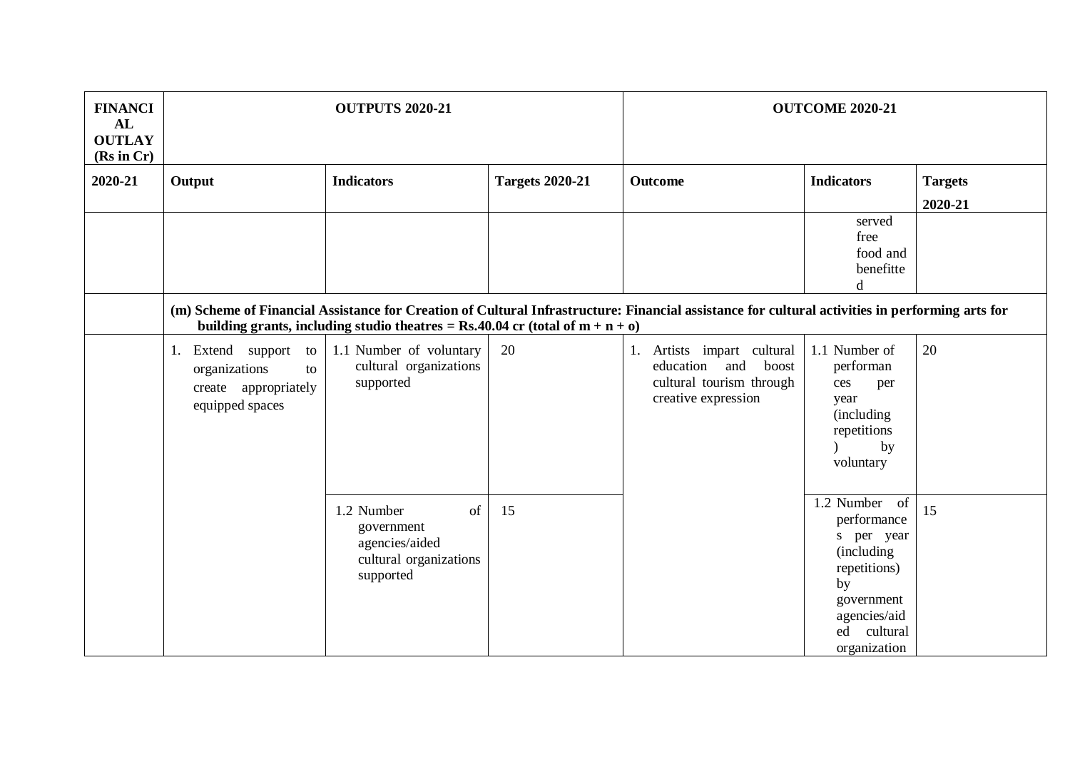| FINANCIAL OUTLAY (Rs in Cr) | OUTPUTS 2020-21 | | | OUTCOME 2020-21 | | |
|---|---|---|---|---|---|---|
| 2020-21 | Output | Indicators | Targets 2020-21 | Outcome | Indicators | Targets 2020-21 |
| | | | | | served free food and benefitted | |
| | **(m) Scheme of Financial Assistance for Creation of Cultural Infrastructure: Financial assistance for cultural activities in performing arts for building grants, including studio theatres = Rs.40.04 cr (total of m + n + o)** | | | | | |
| | 1. Extend support to organizations to create appropriately equipped spaces | 1.1 Number of voluntary cultural organizations supported | 20 | 1. Artists impart cultural education and boost cultural tourism through creative expression | 1.1 Number of performances per year (including repetitions) by voluntary | 20 |
| | | 1.2 Number of government agencies/aided cultural organizations supported | 15 | | 1.2 Number of performances per year (including repetitions) by government agencies/aided cultural organization | 15 |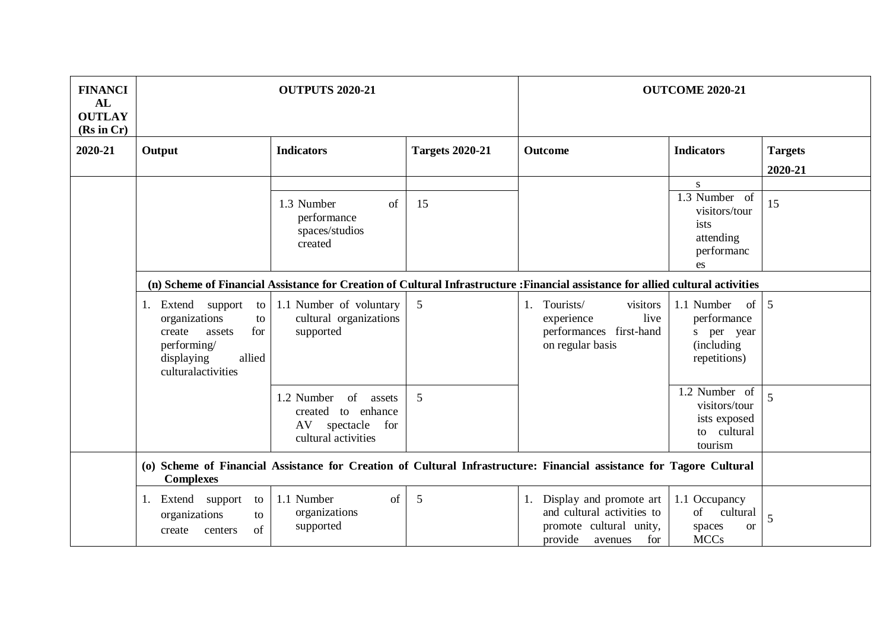| FINANCIAL OUTLAY (Rs in Cr) | OUTPUTS 2020-21 | | | OUTCOME 2020-21 | | |
|---|---|---|---|---|---|---|
| 2020-21 | Output | Indicators | Targets 2020-21 | Outcome | Indicators | Targets 2020-21 |
| | | | | | s | |
| | | 1.3 Number of performance spaces/studios created | 15 | | 1.3 Number of visitors/tourists attending performances | 15 |
| | **(n) Scheme of Financial Assistance for Creation of Cultural Infrastructure :Financial assistance for allied cultural activities** | | | | | |
| | 1. Extend support to organizations to create assets for performing/ displaying allied culturalactivities | 1.1 Number of voluntary cultural organizations supported | 5 | 1. Tourists/ visitors experience live performances first-hand on regular basis | 1.1 Number of performances per year (including repetitions) | 5 |
| | | 1.2 Number of assets created to enhance AV spectacle for cultural activities | 5 | | 1.2 Number of visitors/tourists exposed to cultural tourism | 5 |
| | **(o) Scheme of Financial Assistance for Creation of Cultural Infrastructure: Financial assistance for Tagore Cultural Complexes** | | | | | |
| | 1. Extend support to organizations to create centers of | 1.1 Number of organizations supported | 5 | 1. Display and promote art and cultural activities to promote cultural unity, provide avenues for | 1.1 Occupancy of cultural spaces or MCCs | 5 |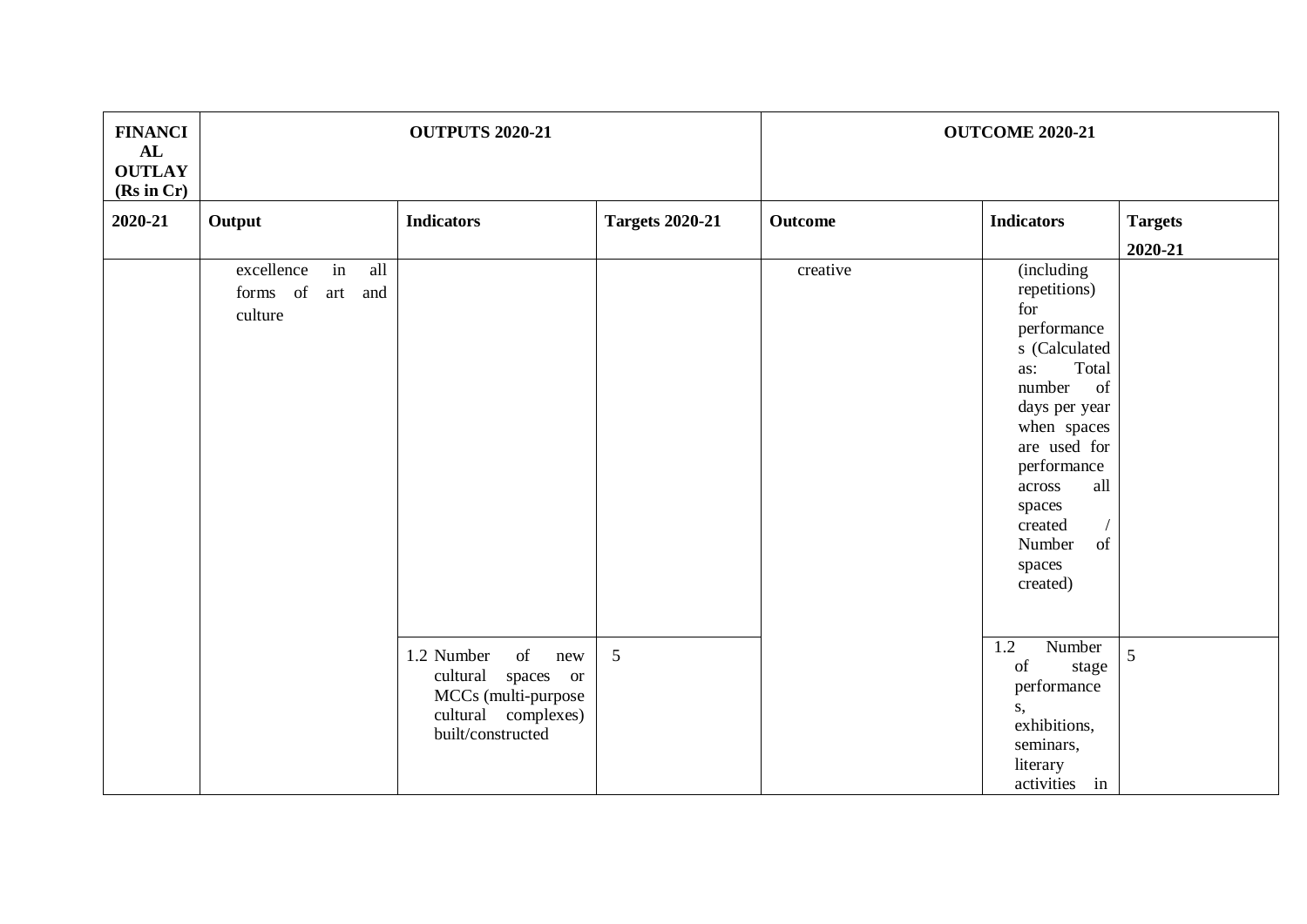| FINANCIAL OUTLAY (Rs in Cr) | OUTPUTS 2020-21 | | | OUTCOME 2020-21 | | |
|---|---|---|---|---|---|---|
| 2020-21 | Output | Indicators | Targets 2020-21 | Outcome | Indicators | Targets 2020-21 |
| | excellence in all forms of art and culture | | | creative | (including repetitions) for performances (Calculated as: Total number of days per year when spaces are used for performance across all spaces created / Number of spaces created) | |
| | | 1.2 Number of new cultural spaces or MCCs (multi-purpose cultural complexes) built/constructed | 5 | | 1.2 Number of stage performances, exhibitions, seminars, literary activities in | 5 |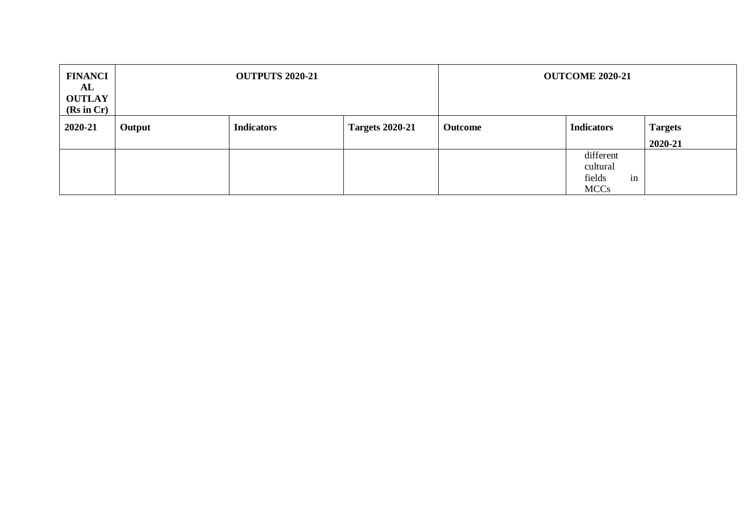| FINANCIAL OUTLAY (Rs in Cr) | OUTPUTS 2020-21 | | | OUTCOME 2020-21 | | |
|---|---|---|---|---|---|---|
| 2020-21 | Output | Indicators | Targets 2020-21 | Outcome | Indicators | Targets 2020-21 |
| | | | | | different cultural fields in MCCs | |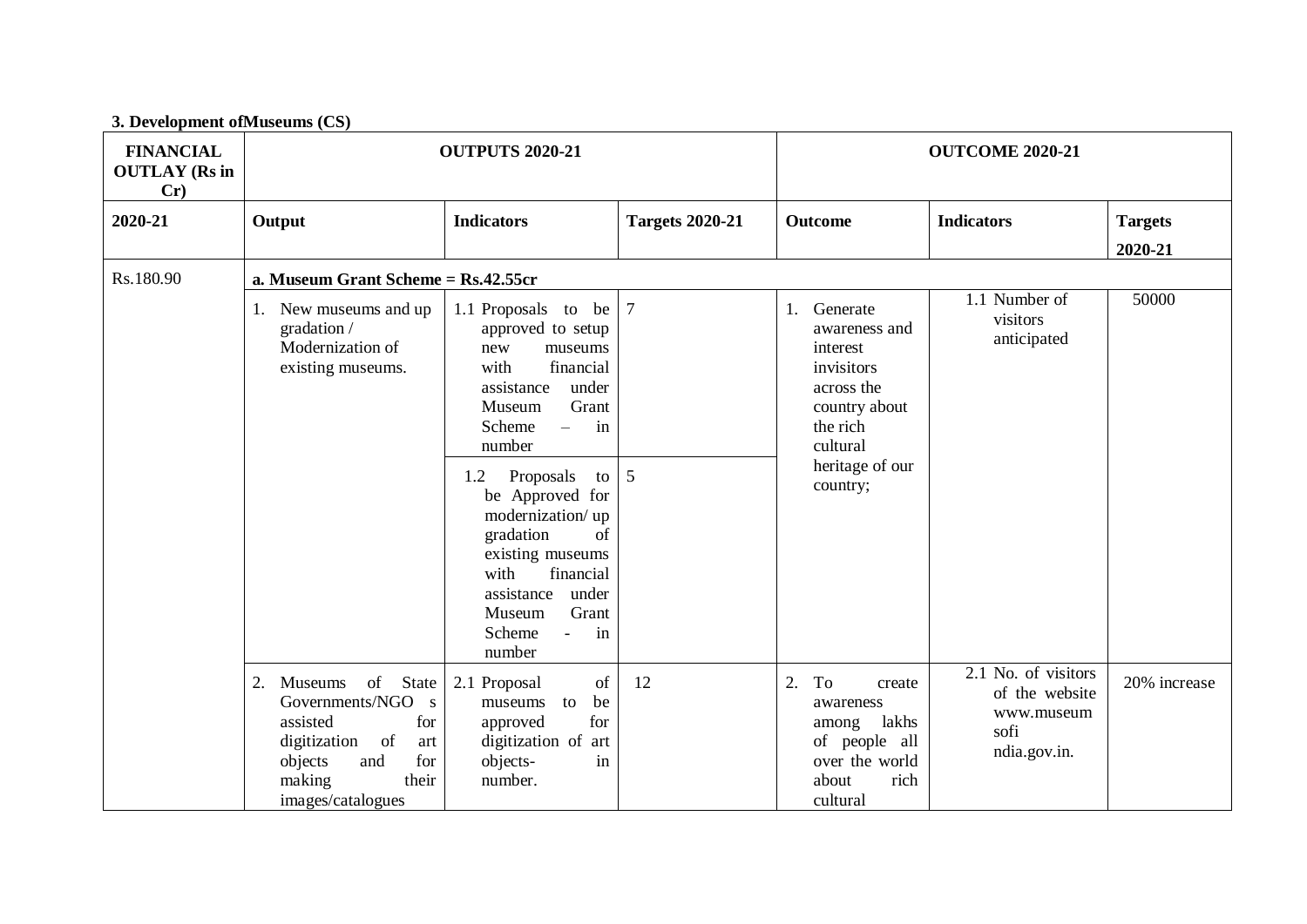**3. Development ofMuseums (CS)**

| FINANCIAL OUTLAY (Rs in Cr) | OUTPUTS 2020-21 | | | OUTCOME 2020-21 | | |
|---|---|---|---|---|---|---|
| 2020-21 | Output | Indicators | Targets 2020-21 | Outcome | Indicators | Targets 2020-21 |
| Rs.180.90 | **a. Museum Grant Scheme = Rs.42.55cr** | | | | | |
| | 1. New museums and up gradation / Modernization of existing museums. | 1.1 Proposals to be approved to setup new museums with financial assistance under Museum Grant Scheme – in number | 7 | 1. Generate awareness and interest invisitors across the country about the rich cultural heritage of our country; | 1.1 Number of visitors anticipated | 50000 |
| | | 1.2 Proposals to be Approved for modernization/ up gradation of existing museums with financial assistance under Museum Grant Scheme - in number | 5 | | | |
| | 2. Museums of State Governments/NGO s assisted for digitization of art objects and for making their images/catalogues | 2.1 Proposal of museums to be approved for digitization of art objects- in number. | 12 | 2. To create awareness among lakhs of people all over the world about rich cultural | 2.1 No. of visitors of the website www.museum sofi ndia.gov.in. | 20% increase |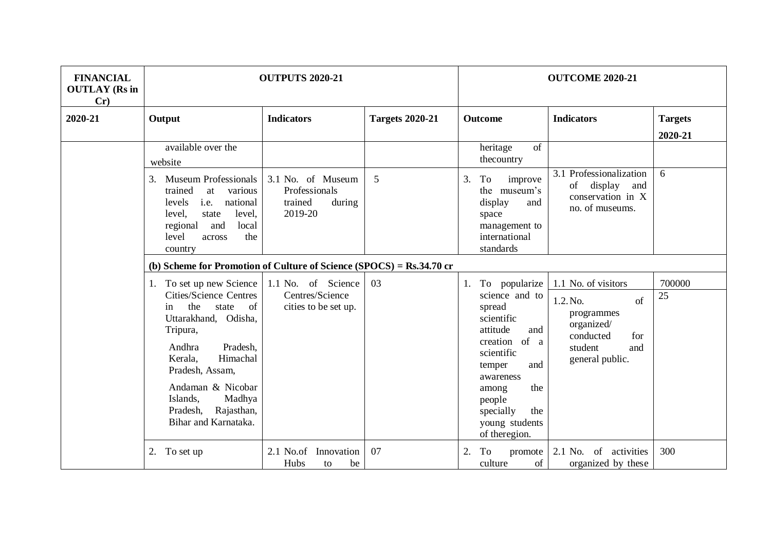| FINANCIAL OUTLAY (Rs in Cr) | OUTPUTS 2020-21 | | | OUTCOME 2020-21 | | |
|---|---|---|---|---|---|---|
| 2020-21 | Output | Indicators | Targets 2020-21 | Outcome | Indicators | Targets 2020-21 |
| | available over the website | | | heritage of thecountry | | |
| | 3. Museum Professionals trained at various levels i.e. national level, state level, regional and local level across the country | 3.1 No. of Museum Professionals trained during 2019-20 | 5 | 3. To improve the museum's display and space management to international standards | 3.1 Professionalization of display and conservation in X no. of museums. | 6 |
| | **(b) Scheme for Promotion of Culture of Science (SPOCS) = Rs.34.70 cr** | | | | | |
| | 1. To set up new Science Cities/Science Centres in the state of Uttarakhand, Odisha, Tripura, Andhra Pradesh, Kerala, Himachal Pradesh, Assam, Andaman & Nicobar Islands, Madhya Pradesh, Rajasthan, Bihar and Karnataka. | 1.1 No. of Science Centres/Science cities to be set up. | 03 | 1. To popularize science and to spread scientific attitude and creation of a scientific temper and awareness among the people specially the young students of theregion. | 1.1 No. of visitors | 700000 |
| | | | | | 1.2. No. of programmes organized/ conducted for student and general public. | 25 |
| | 2. To set up | 2.1 No.of Innovation Hubs to be | 07 | 2. To promote culture of | 2.1 No. of activities organized by these | 300 |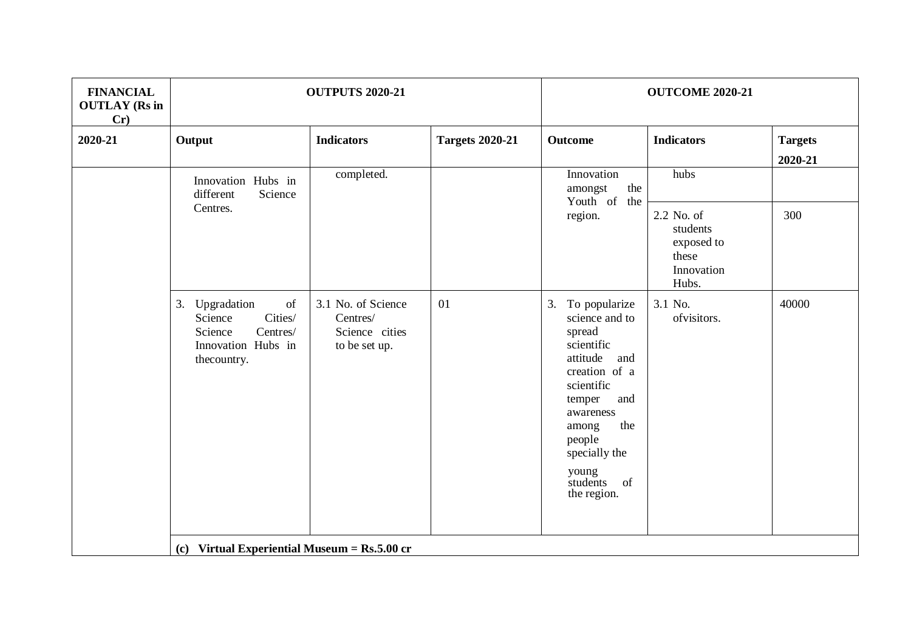| FINANCIAL OUTLAY (Rs in Cr) | OUTPUTS 2020-21 | | | OUTCOME 2020-21 | | |
|---|---|---|---|---|---|---|
| 2020-21 | Output | Indicators | Targets 2020-21 | Outcome | Indicators | Targets 2020-21 |
| | Innovation Hubs in different Science Centres. | completed. | | Innovation amongst the Youth of the region. | hubs | |
| | | | | | 2.2 No. of students exposed to these Innovation Hubs. | 300 |
| | 3. Upgradation of Science Cities/ Science Centres/ Innovation Hubs in thecountry. | 3.1 No. of Science Centres/ Science cities to be set up. | 01 | 3. To popularize science and to spread scientific attitude and creation of a scientific temper and awareness among the people specially the young students of the region. | 3.1 No. ofvisitors. | 40000 |
| | **(c) Virtual Experiential Museum = Rs.5.00 cr** | | | | | |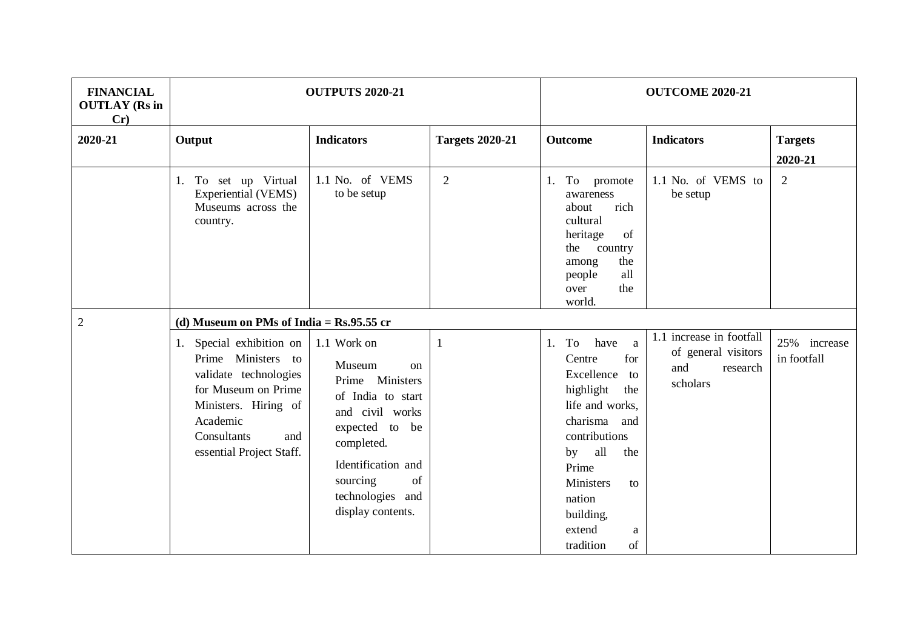| FINANCIAL OUTLAY (Rs in Cr) | OUTPUTS 2020-21 | | | OUTCOME 2020-21 | | |
|---|---|---|---|---|---|---|
| 2020-21 | Output | Indicators | Targets 2020-21 | Outcome | Indicators | Targets 2020-21 |
| | 1. To set up Virtual Experiential (VEMS) Museums across the country. | 1.1 No. of VEMS to be setup | 2 | 1. To promote awareness about rich cultural heritage of the country among the people all over the world. | 1.1 No. of VEMS to be setup | 2 |
| 2 | **(d) Museum on PMs of India = Rs.95.55 cr** | | | | | |
| | 1. Special exhibition on Prime Ministers to validate technologies for Museum on Prime Ministers. Hiring of Academic Consultants and essential Project Staff. | 1.1 Work on Museum on Prime Ministers of India to start and civil works expected to be completed. Identification and sourcing of technologies and display contents. | 1 | 1. To have a Centre for Excellence to highlight the life and works, charisma and contributions by all the Prime Ministers to nation building, extend a tradition of | 1.1 increase in footfall of general visitors and research scholars | 25% increase in footfall |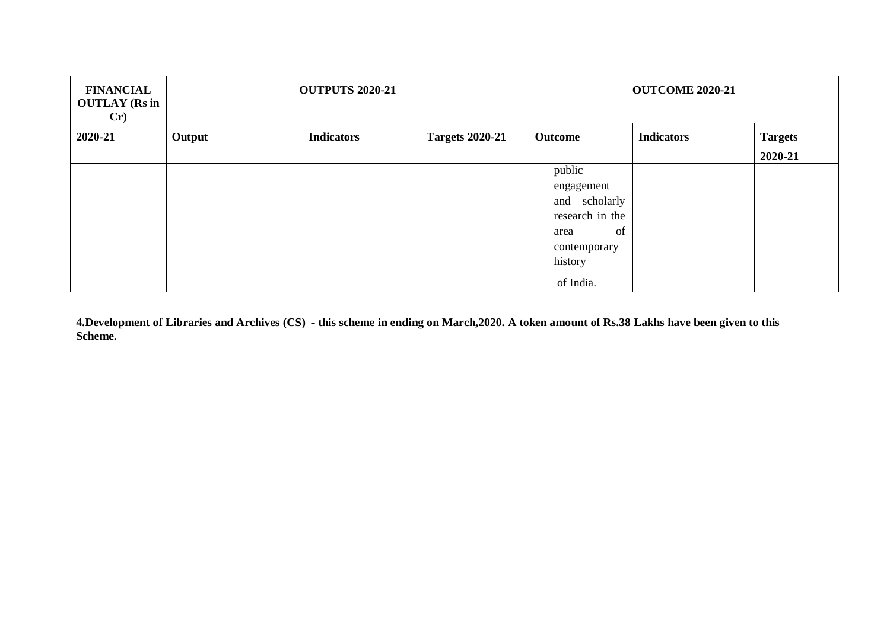| FINANCIAL OUTLAY (Rs in Cr) | OUTPUTS 2020-21 | | | OUTCOME 2020-21 | | |
|---|---|---|---|---|---|---|
| **2020-21** | **Output** | **Indicators** | **Targets 2020-21** | **Outcome** | **Indicators** | **Targets 2020-21** |
| | | | | public engagement and scholarly research in the area of contemporary history of India. | | |

**4.Development of Libraries and Archives (CS) - this scheme in ending on March,2020. A token amount of Rs.38 Lakhs have been given to this Scheme.**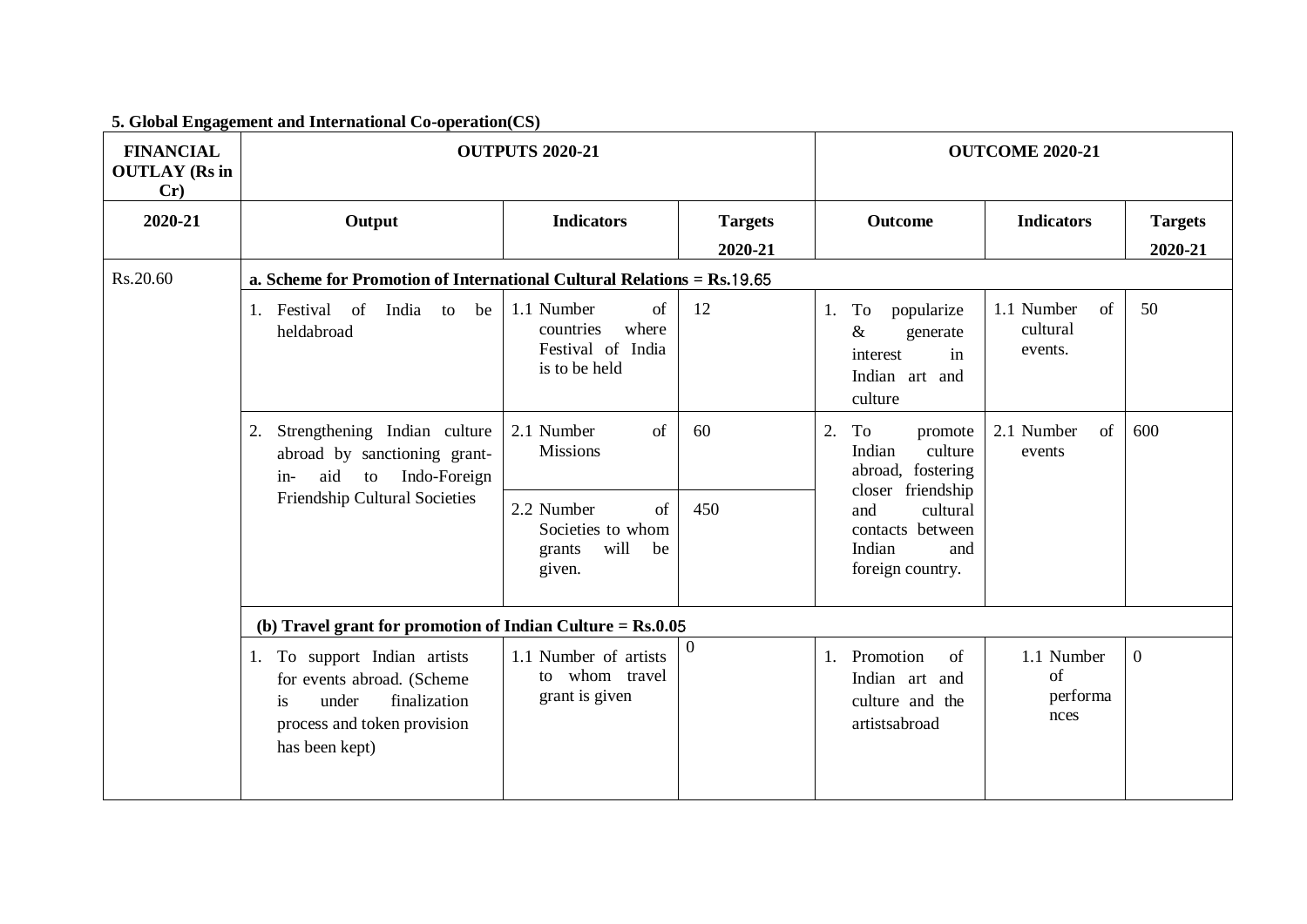**5. Global Engagement and International Co-operation(CS)**

| FINANCIAL OUTLAY (Rs in Cr) | OUTPUTS 2020-21 | | | OUTCOME 2020-21 | | |
|---|---|---|---|---|---|---|
| 2020-21 | Output | Indicators | Targets 2020-21 | Outcome | Indicators | Targets 2020-21 |
| Rs.20.60 | **a. Scheme for Promotion of International Cultural Relations = Rs.19.65** | | | | | |
| | 1. Festival of India to be heldabroad | 1.1 Number of countries where Festival of India is to be held | 12 | 1. To popularize & generate interest in Indian art and culture | 1.1 Number of cultural events. | 50 |
| | 2. Strengthening Indian culture abroad by sanctioning grant-in- aid to Indo-Foreign Friendship Cultural Societies | 2.1 Number of Missions | 60 | 2. To promote Indian culture abroad, fostering closer friendship and cultural contacts between Indian and foreign country. | 2.1 Number of events | 600 |
| | | 2.2 Number of Societies to whom grants will be given. | 450 | | | |
| | **(b) Travel grant for promotion of Indian Culture = Rs.0.05** | | | | | |
| | 1. To support Indian artists for events abroad. (Scheme is under finalization process and token provision has been kept) | 1.1 Number of artists to whom travel grant is given | 0 | 1. Promotion of Indian art and culture and the artistsabroad | 1.1 Number of performances | 0 |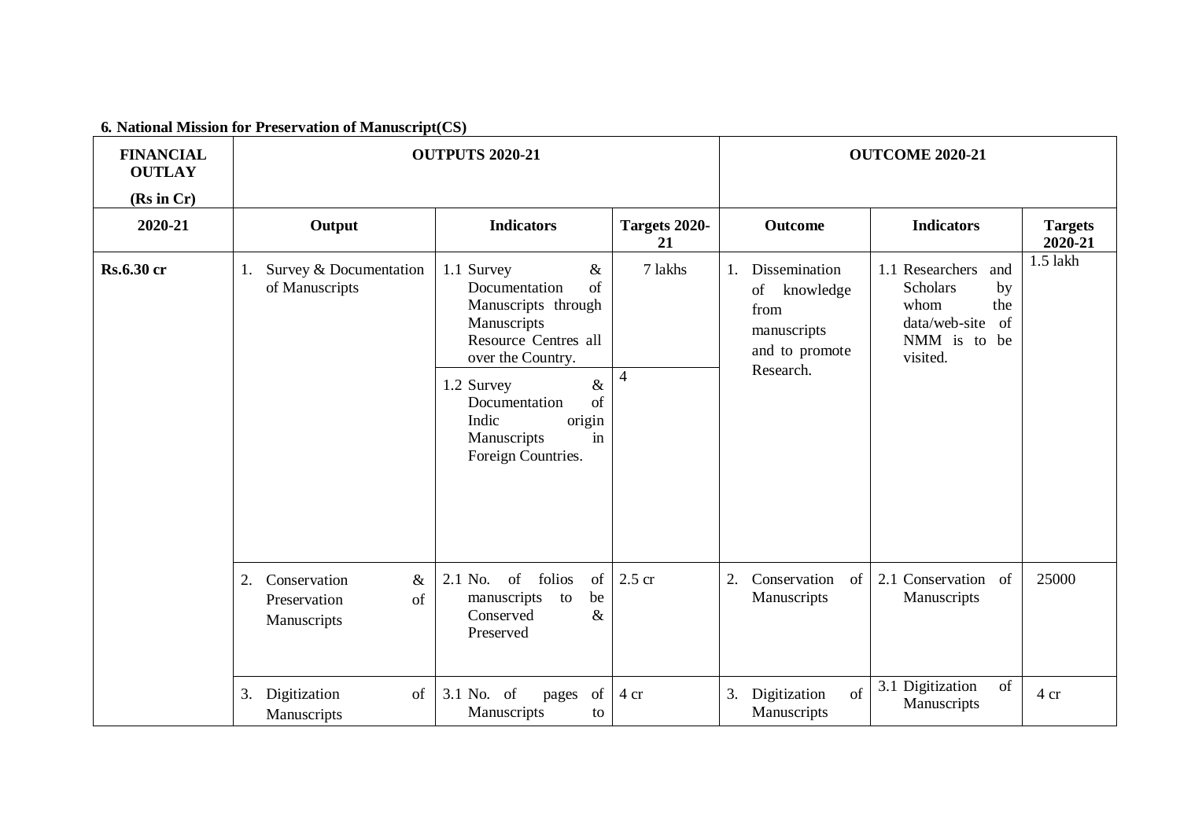**6. National Mission for Preservation of Manuscript(CS)**

| FINANCIAL OUTLAY (Rs in Cr) | OUTPUTS 2020-21 | | | OUTCOME 2020-21 | | |
|---|---|---|---|---|---|---|
| 2020-21 | Output | Indicators | Targets 2020-21 | Outcome | Indicators | Targets 2020-21 |
| Rs.6.30 cr | 1. Survey & Documentation of Manuscripts | 1.1 Survey & Documentation of Manuscripts through Manuscripts Resource Centres all over the Country. | 7 lakhs | 1. Dissemination of knowledge from manuscripts and to promote Research. | 1.1 Researchers and Scholars by whom the data/web-site of NMM is to be visited. | 1.5 lakh |
| | | 1.2 Survey & Documentation of Indic origin Manuscripts in Foreign Countries. | 4 | | | |
| | 2. Conservation & Preservation of Manuscripts | 2.1 No. of folios of manuscripts to be Conserved & Preserved | 2.5 cr | 2. Conservation of Manuscripts | 2.1 Conservation of Manuscripts | 25000 |
| | 3. Digitization of Manuscripts | 3.1 No. of pages of Manuscripts to | 4 cr | 3. Digitization of Manuscripts | 3.1 Digitization of Manuscripts | 4 cr |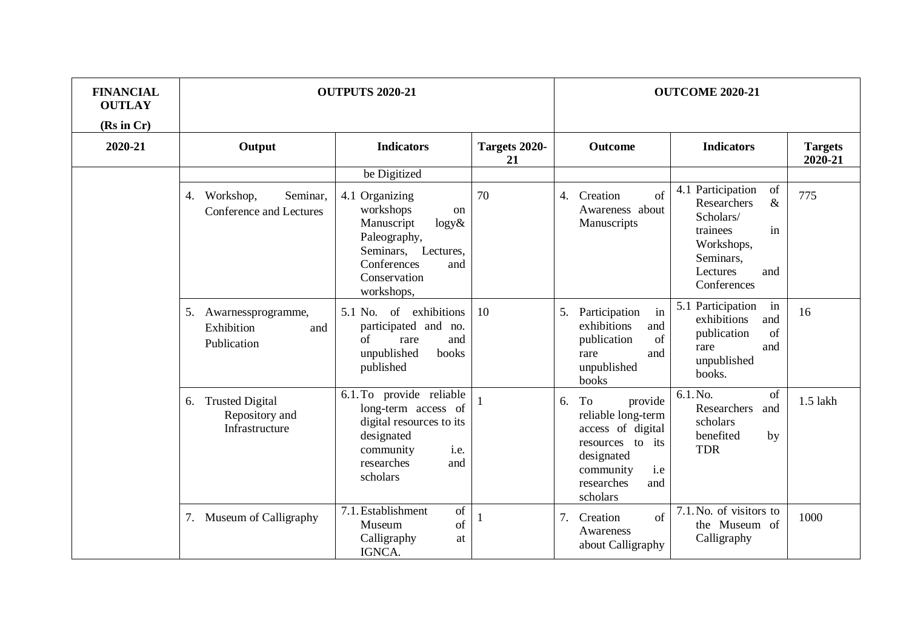| FINANCIAL OUTLAY (Rs in Cr) | OUTPUTS 2020-21 | | | OUTCOME 2020-21 | | |
|---|---|---|---|---|---|---|
| **2020-21** | **Output** | **Indicators** | **Targets 2020-21** | **Outcome** | **Indicators** | **Targets 2020-21** |
| | | be Digitized | | | | |
| | 4. Workshop, Seminar, Conference and Lectures | 4.1 Organizing workshops on Manuscript logy& Paleography, Seminars, Lectures, Conferences and Conservation workshops, | 70 | 4. Creation of Awareness about Manuscripts | 4.1 Participation of Researchers & Scholars/ trainees in Workshops, Seminars, Lectures and Conferences | 775 |
| | 5. Awarnessprogramme, Exhibition and Publication | 5.1 No. of exhibitions participated and no. of rare and unpublished books published | 10 | 5. Participation in exhibitions and publication of rare and unpublished books | 5.1 Participation in exhibitions and publication of rare and unpublished books. | 16 |
| | 6. Trusted Digital Repository and Infrastructure | 6.1. To provide reliable long-term access of digital resources to its designated community i.e. researches and scholars | 1 | 6. To provide reliable long-term access of digital resources to its designated community i.e researches and scholars | 6.1. No. of Researchers and scholars benefited by TDR | 1.5 lakh |
| | 7. Museum of Calligraphy | 7.1. Establishment of Museum of Calligraphy at IGNCA. | 1 | 7. Creation of Awareness about Calligraphy | 7.1. No. of visitors to the Museum of Calligraphy | 1000 |